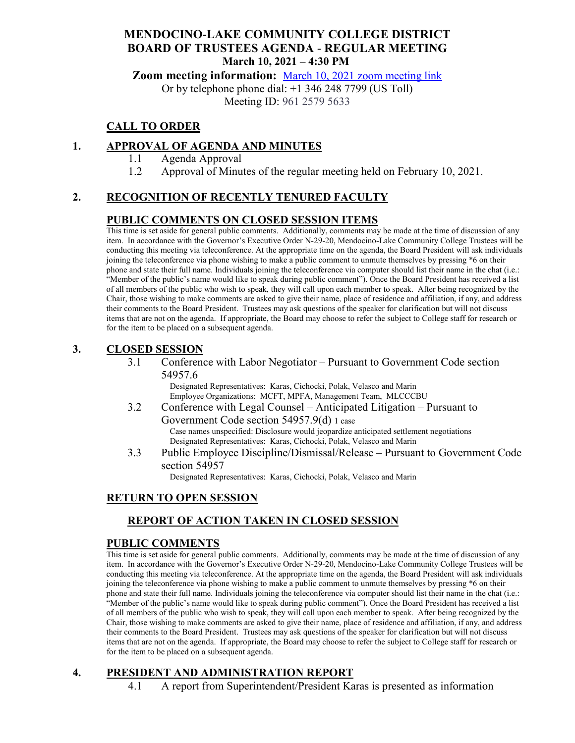# MENDOCINO-LAKE COMMUNITY COLLEGE DISTRICT
# BOARD OF TRUSTEES AGENDA - REGULAR MEETING
**March 10, 2021 – 4:30 PM**

**Zoom meeting information:** [March 10, 2021 zoom meeting link]()
Or by telephone phone dial: +1 346 248 7799 (US Toll)
Meeting ID: 961 2579 5633

## CALL TO ORDER

## 1. APPROVAL OF AGENDA AND MINUTES

1.1 Agenda Approval

1.2 Approval of Minutes of the regular meeting held on February 10, 2021.

## 2. RECOGNITION OF RECENTLY TENURED FACULTY

## PUBLIC COMMENTS ON CLOSED SESSION ITEMS

This time is set aside for general public comments. Additionally, comments may be made at the time of discussion of any item. In accordance with the Governor's Executive Order N-29-20, Mendocino-Lake Community College Trustees will be conducting this meeting via teleconference. At the appropriate time on the agenda, the Board President will ask individuals joining the teleconference via phone wishing to make a public comment to unmute themselves by pressing *6 on their phone and state their full name. Individuals joining the teleconference via computer should list their name in the chat (i.e.: "Member of the public's name would like to speak during public comment"). Once the Board President has received a list of all members of the public who wish to speak, they will call upon each member to speak. After being recognized by the Chair, those wishing to make comments are asked to give their name, place of residence and affiliation, if any, and address their comments to the Board President. Trustees may ask questions of the speaker for clarification but will not discuss items that are not on the agenda. If appropriate, the Board may choose to refer the subject to College staff for research or for the item to be placed on a subsequent agenda.

## 3. CLOSED SESSION

3.1 Conference with Labor Negotiator – Pursuant to Government Code section 54957.6
Designated Representatives: Karas, Cichocki, Polak, Velasco and Marin
Employee Organizations: MCFT, MPFA, Management Team, MLCCCBU

3.2 Conference with Legal Counsel – Anticipated Litigation – Pursuant to Government Code section 54957.9(d) 1 case
Case names unspecified: Disclosure would jeopardize anticipated settlement negotiations
Designated Representatives: Karas, Cichocki, Polak, Velasco and Marin

3.3 Public Employee Discipline/Dismissal/Release – Pursuant to Government Code section 54957
Designated Representatives: Karas, Cichocki, Polak, Velasco and Marin

## RETURN TO OPEN SESSION

## REPORT OF ACTION TAKEN IN CLOSED SESSION

## PUBLIC COMMENTS

This time is set aside for general public comments. Additionally, comments may be made at the time of discussion of any item. In accordance with the Governor's Executive Order N-29-20, Mendocino-Lake Community College Trustees will be conducting this meeting via teleconference. At the appropriate time on the agenda, the Board President will ask individuals joining the teleconference via phone wishing to make a public comment to unmute themselves by pressing *6 on their phone and state their full name. Individuals joining the teleconference via computer should list their name in the chat (i.e.: "Member of the public's name would like to speak during public comment"). Once the Board President has received a list of all members of the public who wish to speak, they will call upon each member to speak. After being recognized by the Chair, those wishing to make comments are asked to give their name, place of residence and affiliation, if any, and address their comments to the Board President. Trustees may ask questions of the speaker for clarification but will not discuss items that are not on the agenda. If appropriate, the Board may choose to refer the subject to College staff for research or for the item to be placed on a subsequent agenda.

## 4. PRESIDENT AND ADMINISTRATION REPORT

4.1 A report from Superintendent/President Karas is presented as information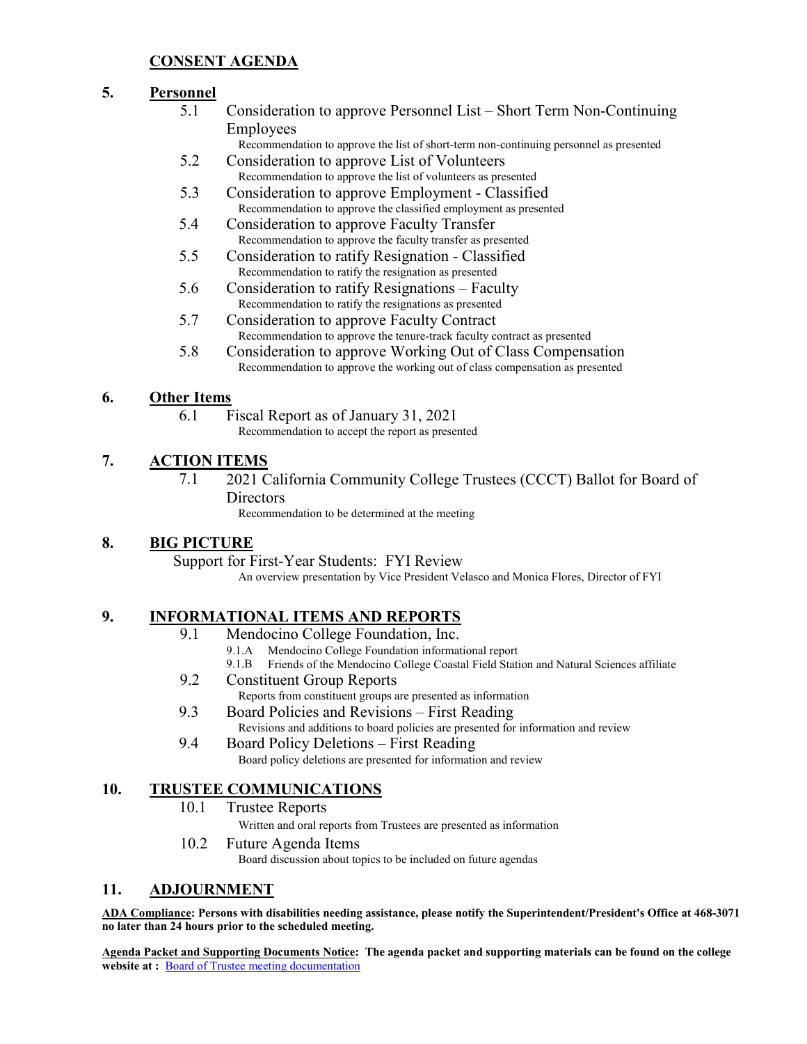## CONSENT AGENDA

## 5. Personnel

5.1 Consideration to approve Personnel List – Short Term Non-Continuing Employees
Recommendation to approve the list of short-term non-continuing personnel as presented

5.2 Consideration to approve List of Volunteers
Recommendation to approve the list of volunteers as presented

5.3 Consideration to approve Employment - Classified
Recommendation to approve the classified employment as presented

5.4 Consideration to approve Faculty Transfer
Recommendation to approve the faculty transfer as presented

5.5 Consideration to ratify Resignation - Classified
Recommendation to ratify the resignation as presented

5.6 Consideration to ratify Resignations – Faculty
Recommendation to ratify the resignations as presented

5.7 Consideration to approve Faculty Contract
Recommendation to approve the tenure-track faculty contract as presented

5.8 Consideration to approve Working Out of Class Compensation
Recommendation to approve the working out of class compensation as presented

## 6. Other Items

6.1 Fiscal Report as of January 31, 2021
Recommendation to accept the report as presented

## 7. ACTION ITEMS

7.1 2021 California Community College Trustees (CCCT) Ballot for Board of Directors
Recommendation to be determined at the meeting

## 8. BIG PICTURE

Support for First-Year Students: FYI Review
An overview presentation by Vice President Velasco and Monica Flores, Director of FYI

## 9. INFORMATIONAL ITEMS AND REPORTS

9.1 Mendocino College Foundation, Inc.
- 9.1.A Mendocino College Foundation informational report
- 9.1.B Friends of the Mendocino College Coastal Field Station and Natural Sciences affiliate

9.2 Constituent Group Reports
Reports from constituent groups are presented as information

9.3 Board Policies and Revisions – First Reading
Revisions and additions to board policies are presented for information and review

9.4 Board Policy Deletions – First Reading
Board policy deletions are presented for information and review

## 10. TRUSTEE COMMUNICATIONS

10.1 Trustee Reports
Written and oral reports from Trustees are presented as information

10.2 Future Agenda Items
Board discussion about topics to be included on future agendas

## 11. ADJOURNMENT

**ADA Compliance: Persons with disabilities needing assistance, please notify the Superintendent/President's Office at 468-3071 no later than 24 hours prior to the scheduled meeting.**

**Agenda Packet and Supporting Documents Notice: The agenda packet and supporting materials can be found on the college website at :** Board of Trustee meeting documentation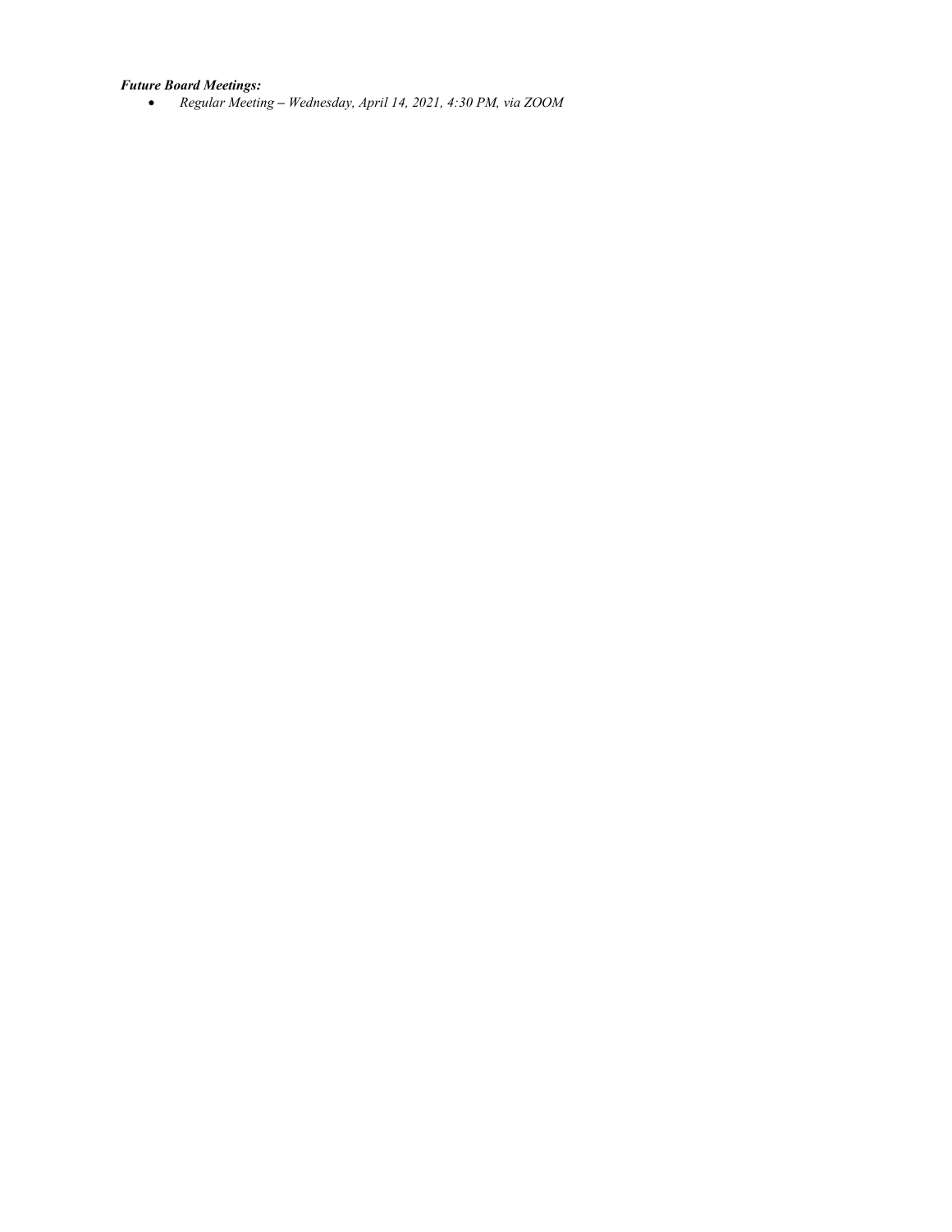***Future Board Meetings:***

- *Regular Meeting – Wednesday, April 14, 2021, 4:30 PM, via ZOOM*